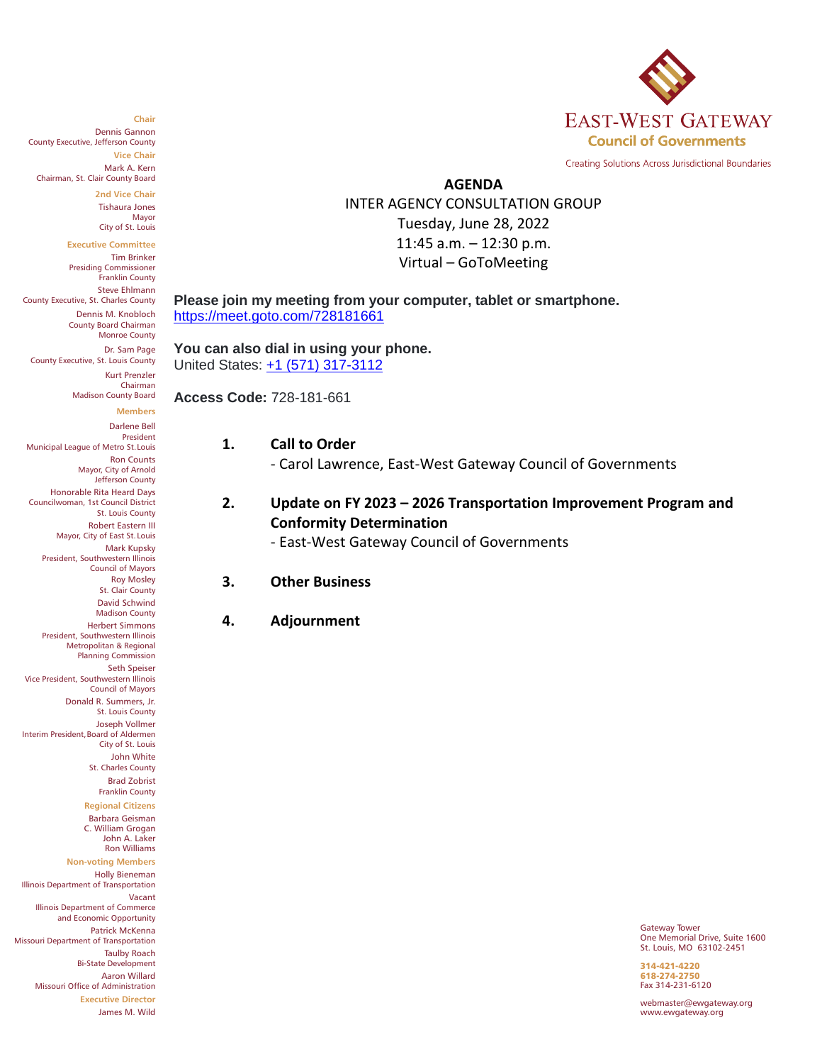**EAST-WEST GATEWAY**
**Council of Governments**

Creating Solutions Across Jurisdictional Boundaries

**Chair**
Dennis Gannon
County Executive, Jefferson County

**Vice Chair**
Mark A. Kern
Chairman, St. Clair County Board

**2nd Vice Chair**
Tishaura Jones
Mayor
City of St. Louis

**Executive Committee**
Tim Brinker
Presiding Commissioner
Franklin County

Steve Ehlmann
County Executive, St. Charles County

Dennis M. Knobloch
County Board Chairman
Monroe County

Dr. Sam Page
County Executive, St. Louis County

Kurt Prenzler
Chairman
Madison County Board

**Members**
Darlene Bell
President
Municipal League of Metro St. Louis

Ron Counts
Mayor, City of Arnold
Jefferson County

Honorable Rita Heard Days
Councilwoman, 1st Council District
St. Louis County

Robert Eastern III
Mayor, City of East St. Louis

Mark Kupsky
President, Southwestern Illinois
Council of Mayors

Roy Mosley
St. Clair County

David Schwind
Madison County

Herbert Simmons
President, Southwestern Illinois
Metropolitan & Regional
Planning Commission

Seth Speiser
Vice President, Southwestern Illinois
Council of Mayors

Donald R. Summers, Jr.
St. Louis County

Joseph Vollmer
Interim President, Board of Aldermen
City of St. Louis

John White
St. Charles County

Brad Zobrist
Franklin County

**Regional Citizens**
Barbara Geisman
C. William Grogan
John A. Laker
Ron Williams

**Non-voting Members**
Holly Bieneman
Illinois Department of Transportation

Vacant
Illinois Department of Commerce
and Economic Opportunity

Patrick McKenna
Missouri Department of Transportation

Taulby Roach
Bi-State Development

Aaron Willard
Missouri Office of Administration

**Executive Director**
James M. Wild

# AGENDA

INTER AGENCY CONSULTATION GROUP
Tuesday, June 28, 2022
11:45 a.m. – 12:30 p.m.
Virtual – GoToMeeting

**Please join my meeting from your computer, tablet or smartphone.**
https://meet.goto.com/728181661

**You can also dial in using your phone.**
United States: +1 (571) 317-3112

**Access Code:** 728-181-661

1. **Call to Order**
   - Carol Lawrence, East-West Gateway Council of Governments

2. **Update on FY 2023 – 2026 Transportation Improvement Program and Conformity Determination**
   - East-West Gateway Council of Governments

3. **Other Business**

4. **Adjournment**

Gateway Tower
One Memorial Drive, Suite 1600
St. Louis, MO 63102-2451

314-421-4220
618-274-2750
Fax 314-231-6120

webmaster@ewgateway.org
www.ewgateway.org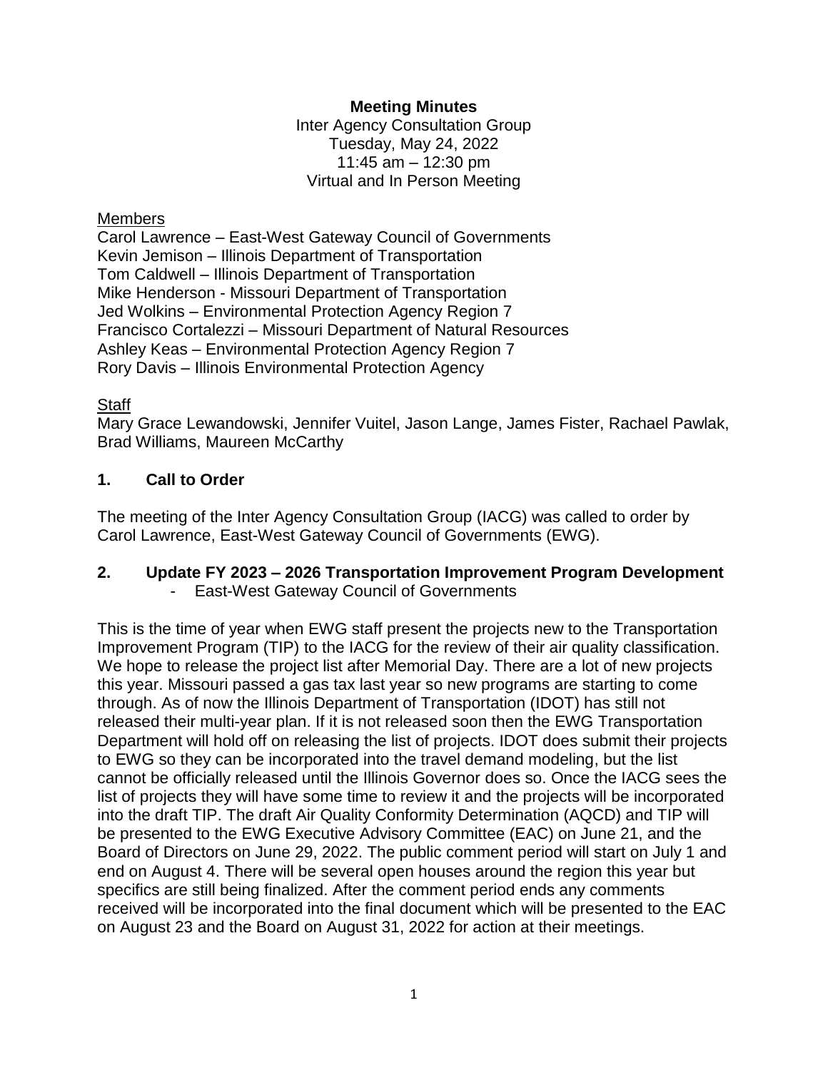**Meeting Minutes**
Inter Agency Consultation Group
Tuesday, May 24, 2022
11:45 am – 12:30 pm
Virtual and In Person Meeting

Members

Carol Lawrence – East-West Gateway Council of Governments
Kevin Jemison – Illinois Department of Transportation
Tom Caldwell – Illinois Department of Transportation
Mike Henderson - Missouri Department of Transportation
Jed Wolkins – Environmental Protection Agency Region 7
Francisco Cortalezzi – Missouri Department of Natural Resources
Ashley Keas – Environmental Protection Agency Region 7
Rory Davis – Illinois Environmental Protection Agency

Staff

Mary Grace Lewandowski, Jennifer Vuitel, Jason Lange, James Fister, Rachael Pawlak, Brad Williams, Maureen McCarthy

## 1. Call to Order

The meeting of the Inter Agency Consultation Group (IACG) was called to order by Carol Lawrence, East-West Gateway Council of Governments (EWG).

## 2. Update FY 2023 – 2026 Transportation Improvement Program Development

- East-West Gateway Council of Governments

This is the time of year when EWG staff present the projects new to the Transportation Improvement Program (TIP) to the IACG for the review of their air quality classification. We hope to release the project list after Memorial Day. There are a lot of new projects this year. Missouri passed a gas tax last year so new programs are starting to come through. As of now the Illinois Department of Transportation (IDOT) has still not released their multi-year plan. If it is not released soon then the EWG Transportation Department will hold off on releasing the list of projects. IDOT does submit their projects to EWG so they can be incorporated into the travel demand modeling, but the list cannot be officially released until the Illinois Governor does so. Once the IACG sees the list of projects they will have some time to review it and the projects will be incorporated into the draft TIP. The draft Air Quality Conformity Determination (AQCD) and TIP will be presented to the EWG Executive Advisory Committee (EAC) on June 21, and the Board of Directors on June 29, 2022. The public comment period will start on July 1 and end on August 4. There will be several open houses around the region this year but specifics are still being finalized. After the comment period ends any comments received will be incorporated into the final document which will be presented to the EAC on August 23 and the Board on August 31, 2022 for action at their meetings.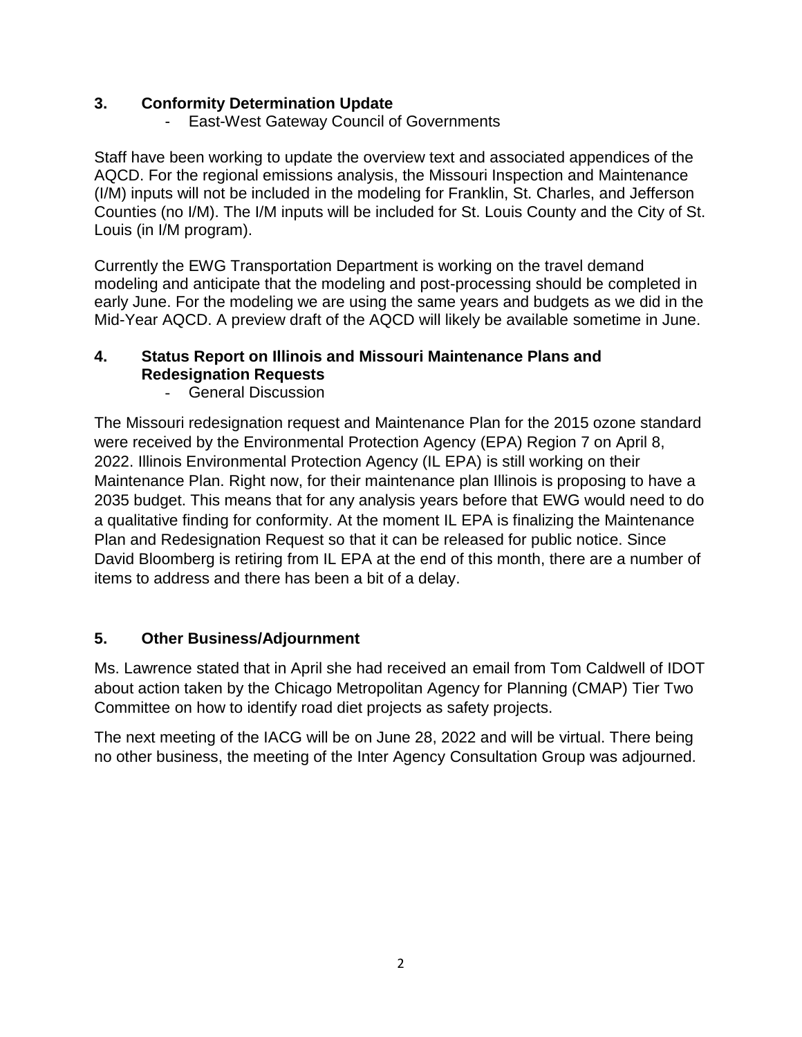## 3. Conformity Determination Update

- East-West Gateway Council of Governments

Staff have been working to update the overview text and associated appendices of the AQCD. For the regional emissions analysis, the Missouri Inspection and Maintenance (I/M) inputs will not be included in the modeling for Franklin, St. Charles, and Jefferson Counties (no I/M). The I/M inputs will be included for St. Louis County and the City of St. Louis (in I/M program).

Currently the EWG Transportation Department is working on the travel demand modeling and anticipate that the modeling and post-processing should be completed in early June. For the modeling we are using the same years and budgets as we did in the Mid-Year AQCD. A preview draft of the AQCD will likely be available sometime in June.

## 4. Status Report on Illinois and Missouri Maintenance Plans and Redesignation Requests

- General Discussion

The Missouri redesignation request and Maintenance Plan for the 2015 ozone standard were received by the Environmental Protection Agency (EPA) Region 7 on April 8, 2022. Illinois Environmental Protection Agency (IL EPA) is still working on their Maintenance Plan. Right now, for their maintenance plan Illinois is proposing to have a 2035 budget. This means that for any analysis years before that EWG would need to do a qualitative finding for conformity. At the moment IL EPA is finalizing the Maintenance Plan and Redesignation Request so that it can be released for public notice. Since David Bloomberg is retiring from IL EPA at the end of this month, there are a number of items to address and there has been a bit of a delay.

## 5. Other Business/Adjournment

Ms. Lawrence stated that in April she had received an email from Tom Caldwell of IDOT about action taken by the Chicago Metropolitan Agency for Planning (CMAP) Tier Two Committee on how to identify road diet projects as safety projects.

The next meeting of the IACG will be on June 28, 2022 and will be virtual. There being no other business, the meeting of the Inter Agency Consultation Group was adjourned.